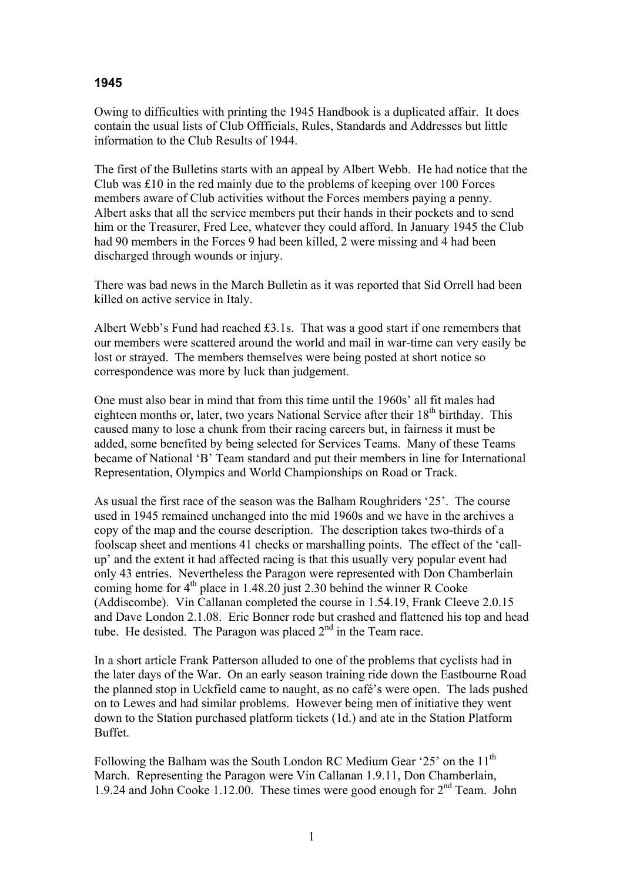# 1945

Owing to difficulties with printing the 1945 Handbook is a duplicated affair. It does contain the usual lists of Club Offficials, Rules, Standards and Addresses but little information to the Club Results of 1944.

The first of the Bulletins starts with an appeal by Albert Webb. He had notice that the Club was £10 in the red mainly due to the problems of keeping over 100 Forces members aware of Club activities without the Forces members paying a penny. Albert asks that all the service members put their hands in their pockets and to send him or the Treasurer, Fred Lee, whatever they could afford. In January 1945 the Club had 90 members in the Forces 9 had been killed, 2 were missing and 4 had been discharged through wounds or injury.

There was bad news in the March Bulletin as it was reported that Sid Orrell had been killed on active service in Italy.

Albert Webb's Fund had reached £3.1s. That was a good start if one remembers that our members were scattered around the world and mail in war-time can very easily be lost or strayed. The members themselves were being posted at short notice so correspondence was more by luck than judgement.

One must also bear in mind that from this time until the 1960s' all fit males had eighteen months or, later, two years National Service after their 18th birthday. This caused many to lose a chunk from their racing careers but, in fairness it must be added, some benefited by being selected for Services Teams. Many of these Teams became of National 'B' Team standard and put their members in line for International Representation, Olympics and World Championships on Road or Track.

As usual the first race of the season was the Balham Roughriders '25'. The course used in 1945 remained unchanged into the mid 1960s and we have in the archives a copy of the map and the course description. The description takes two-thirds of a foolscap sheet and mentions 41 checks or marshalling points. The effect of the 'call-up' and the extent it had affected racing is that this usually very popular event had only 43 entries. Nevertheless the Paragon were represented with Don Chamberlain coming home for 4th place in 1.48.20 just 2.30 behind the winner R Cooke (Addiscombe). Vin Callanan completed the course in 1.54.19, Frank Cleeve 2.0.15 and Dave London 2.1.08. Eric Bonner rode but crashed and flattened his top and head tube. He desisted. The Paragon was placed 2nd in the Team race.

In a short article Frank Patterson alluded to one of the problems that cyclists had in the later days of the War. On an early season training ride down the Eastbourne Road the planned stop in Uckfield came to naught, as no café's were open. The lads pushed on to Lewes and had similar problems. However being men of initiative they went down to the Station purchased platform tickets (1d.) and ate in the Station Platform Buffet.

Following the Balham was the South London RC Medium Gear '25' on the 11th March. Representing the Paragon were Vin Callanan 1.9.11, Don Chamberlain, 1.9.24 and John Cooke 1.12.00. These times were good enough for 2nd Team. John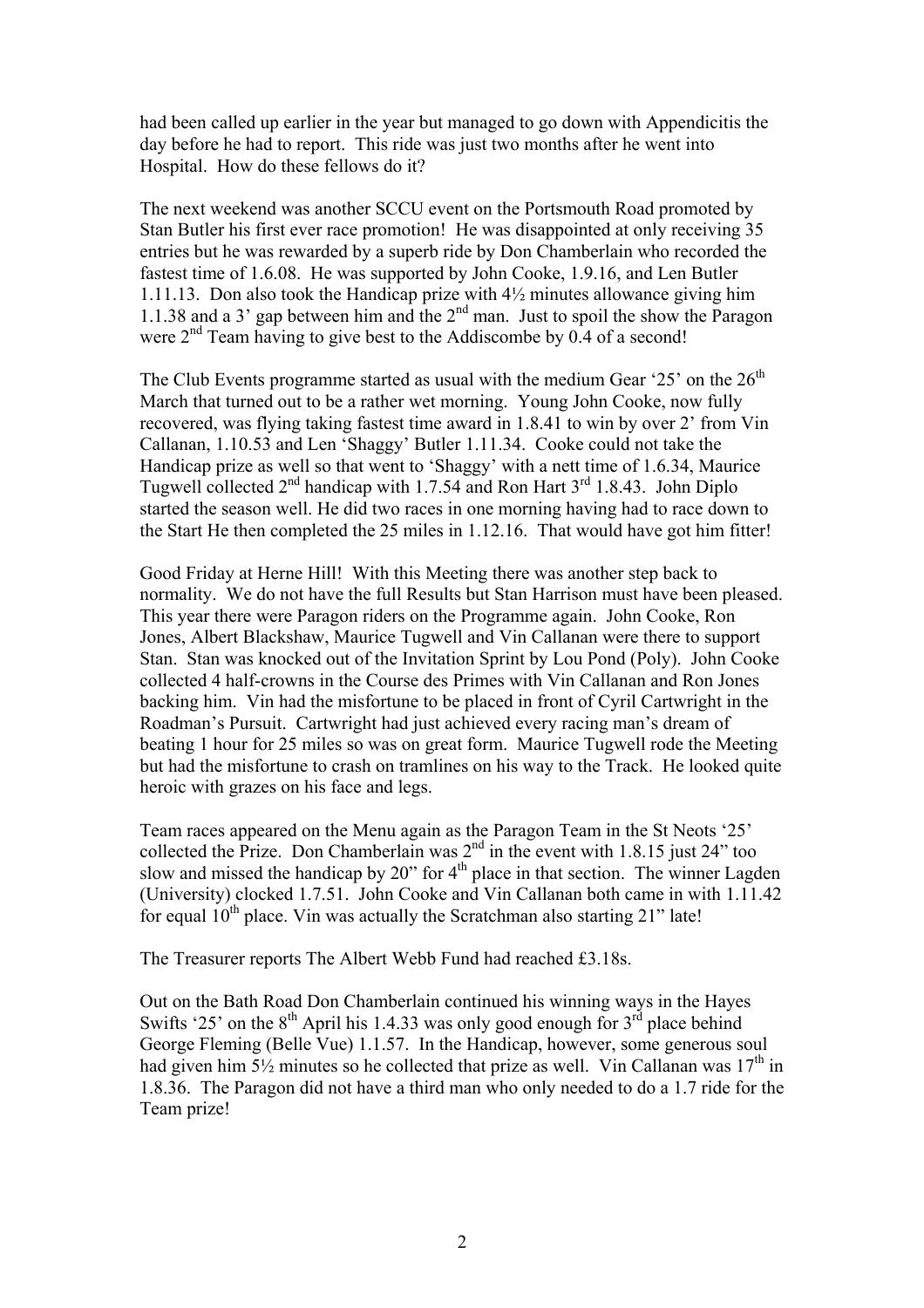had been called up earlier in the year but managed to go down with Appendicitis the day before he had to report. This ride was just two months after he went into Hospital. How do these fellows do it?

The next weekend was another SCCU event on the Portsmouth Road promoted by Stan Butler his first ever race promotion! He was disappointed at only receiving 35 entries but he was rewarded by a superb ride by Don Chamberlain who recorded the fastest time of 1.6.08. He was supported by John Cooke, 1.9.16, and Len Butler 1.11.13. Don also took the Handicap prize with 4½ minutes allowance giving him 1.1.38 and a 3' gap between him and the 2nd man. Just to spoil the show the Paragon were 2nd Team having to give best to the Addiscombe by 0.4 of a second!

The Club Events programme started as usual with the medium Gear '25' on the 26th March that turned out to be a rather wet morning. Young John Cooke, now fully recovered, was flying taking fastest time award in 1.8.41 to win by over 2' from Vin Callanan, 1.10.53 and Len 'Shaggy' Butler 1.11.34. Cooke could not take the Handicap prize as well so that went to 'Shaggy' with a nett time of 1.6.34, Maurice Tugwell collected 2nd handicap with 1.7.54 and Ron Hart 3rd 1.8.43. John Diplo started the season well. He did two races in one morning having had to race down to the Start He then completed the 25 miles in 1.12.16. That would have got him fitter!

Good Friday at Herne Hill! With this Meeting there was another step back to normality. We do not have the full Results but Stan Harrison must have been pleased. This year there were Paragon riders on the Programme again. John Cooke, Ron Jones, Albert Blackshaw, Maurice Tugwell and Vin Callanan were there to support Stan. Stan was knocked out of the Invitation Sprint by Lou Pond (Poly). John Cooke collected 4 half-crowns in the Course des Primes with Vin Callanan and Ron Jones backing him. Vin had the misfortune to be placed in front of Cyril Cartwright in the Roadman's Pursuit. Cartwright had just achieved every racing man's dream of beating 1 hour for 25 miles so was on great form. Maurice Tugwell rode the Meeting but had the misfortune to crash on tramlines on his way to the Track. He looked quite heroic with grazes on his face and legs.

Team races appeared on the Menu again as the Paragon Team in the St Neots '25' collected the Prize. Don Chamberlain was 2nd in the event with 1.8.15 just 24" too slow and missed the handicap by 20" for 4th place in that section. The winner Lagden (University) clocked 1.7.51. John Cooke and Vin Callanan both came in with 1.11.42 for equal 10th place. Vin was actually the Scratchman also starting 21" late!

The Treasurer reports The Albert Webb Fund had reached £3.18s.

Out on the Bath Road Don Chamberlain continued his winning ways in the Hayes Swifts '25' on the 8th April his 1.4.33 was only good enough for 3rd place behind George Fleming (Belle Vue) 1.1.57. In the Handicap, however, some generous soul had given him 5½ minutes so he collected that prize as well. Vin Callanan was 17th in 1.8.36. The Paragon did not have a third man who only needed to do a 1.7 ride for the Team prize!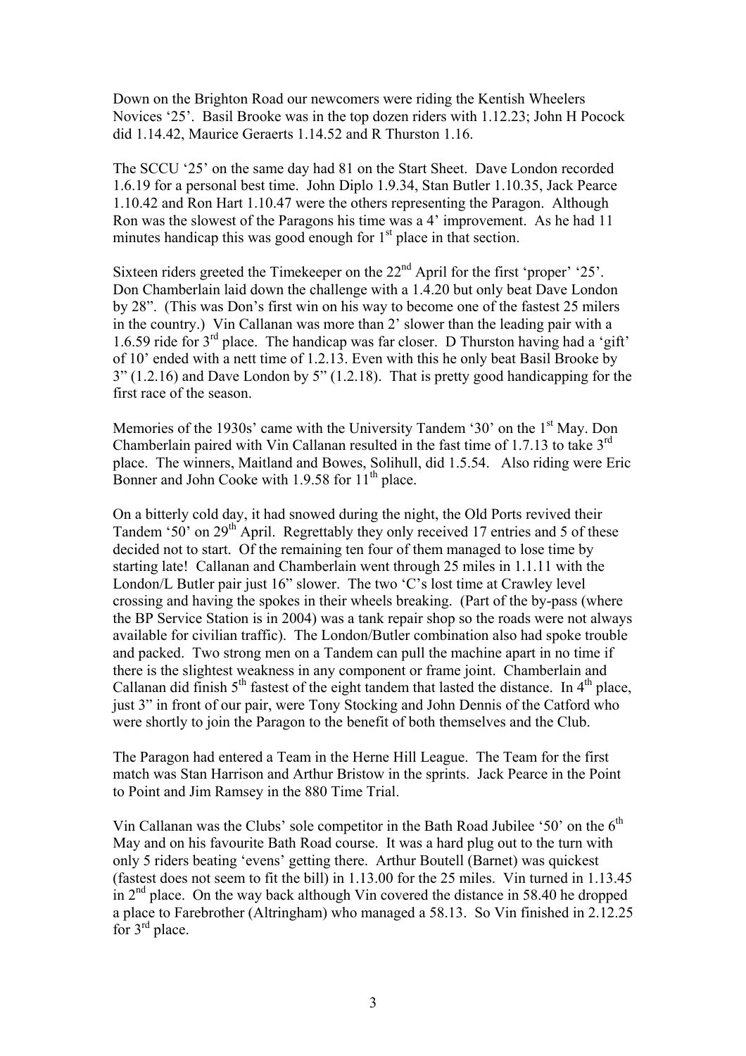Down on the Brighton Road our newcomers were riding the Kentish Wheelers Novices '25'. Basil Brooke was in the top dozen riders with 1.12.23; John H Pocock did 1.14.42, Maurice Geraerts 1.14.52 and R Thurston 1.16.

The SCCU '25' on the same day had 81 on the Start Sheet. Dave London recorded 1.6.19 for a personal best time. John Diplo 1.9.34, Stan Butler 1.10.35, Jack Pearce 1.10.42 and Ron Hart 1.10.47 were the others representing the Paragon. Although Ron was the slowest of the Paragons his time was a 4' improvement. As he had 11 minutes handicap this was good enough for 1st place in that section.

Sixteen riders greeted the Timekeeper on the 22nd April for the first 'proper' '25'. Don Chamberlain laid down the challenge with a 1.4.20 but only beat Dave London by 28". (This was Don's first win on his way to become one of the fastest 25 milers in the country.) Vin Callanan was more than 2' slower than the leading pair with a 1.6.59 ride for 3rd place. The handicap was far closer. D Thurston having had a 'gift' of 10' ended with a nett time of 1.2.13. Even with this he only beat Basil Brooke by 3" (1.2.16) and Dave London by 5" (1.2.18). That is pretty good handicapping for the first race of the season.

Memories of the 1930s' came with the University Tandem '30' on the 1st May. Don Chamberlain paired with Vin Callanan resulted in the fast time of 1.7.13 to take 3rd place. The winners, Maitland and Bowes, Solihull, did 1.5.54. Also riding were Eric Bonner and John Cooke with 1.9.58 for 11th place.

On a bitterly cold day, it had snowed during the night, the Old Ports revived their Tandem '50' on 29th April. Regrettably they only received 17 entries and 5 of these decided not to start. Of the remaining ten four of them managed to lose time by starting late! Callanan and Chamberlain went through 25 miles in 1.1.11 with the London/L Butler pair just 16" slower. The two 'C's lost time at Crawley level crossing and having the spokes in their wheels breaking. (Part of the by-pass (where the BP Service Station is in 2004) was a tank repair shop so the roads were not always available for civilian traffic). The London/Butler combination also had spoke trouble and packed. Two strong men on a Tandem can pull the machine apart in no time if there is the slightest weakness in any component or frame joint. Chamberlain and Callanan did finish 5th fastest of the eight tandem that lasted the distance. In 4th place, just 3" in front of our pair, were Tony Stocking and John Dennis of the Catford who were shortly to join the Paragon to the benefit of both themselves and the Club.

The Paragon had entered a Team in the Herne Hill League. The Team for the first match was Stan Harrison and Arthur Bristow in the sprints. Jack Pearce in the Point to Point and Jim Ramsey in the 880 Time Trial.

Vin Callanan was the Clubs' sole competitor in the Bath Road Jubilee '50' on the 6th May and on his favourite Bath Road course. It was a hard plug out to the turn with only 5 riders beating 'evens' getting there. Arthur Boutell (Barnet) was quickest (fastest does not seem to fit the bill) in 1.13.00 for the 25 miles. Vin turned in 1.13.45 in 2nd place. On the way back although Vin covered the distance in 58.40 he dropped a place to Farebrother (Altringham) who managed a 58.13. So Vin finished in 2.12.25 for 3rd place.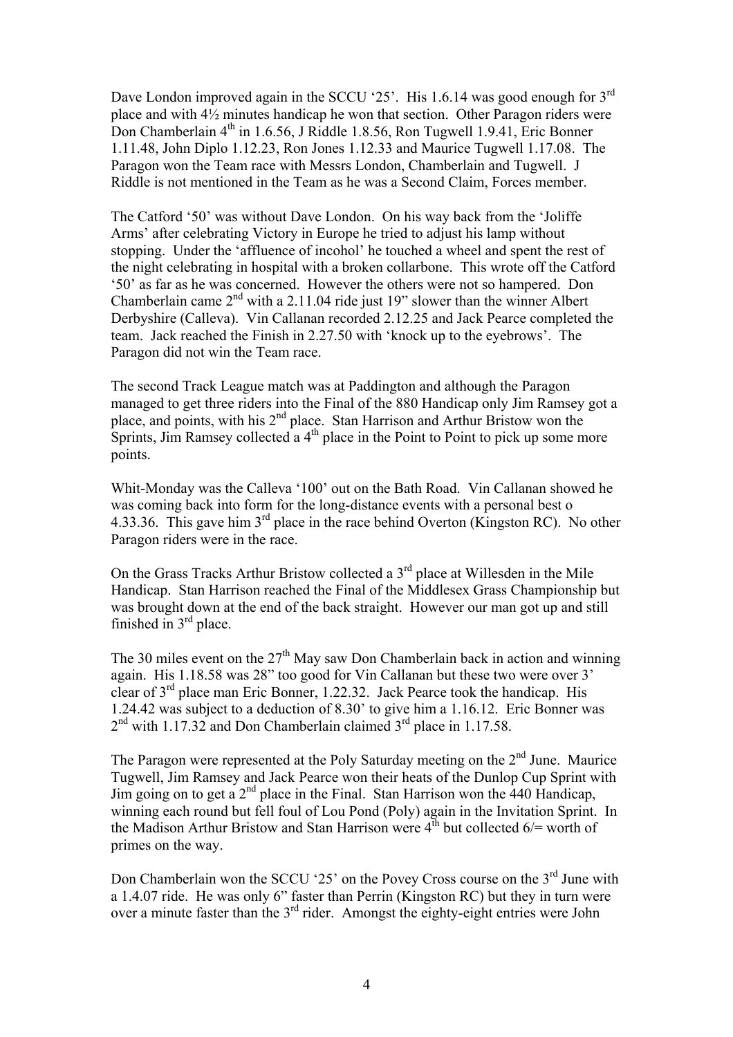Dave London improved again in the SCCU '25'. His 1.6.14 was good enough for 3rd place and with 4½ minutes handicap he won that section. Other Paragon riders were Don Chamberlain 4th in 1.6.56, J Riddle 1.8.56, Ron Tugwell 1.9.41, Eric Bonner 1.11.48, John Diplo 1.12.23, Ron Jones 1.12.33 and Maurice Tugwell 1.17.08. The Paragon won the Team race with Messrs London, Chamberlain and Tugwell. J Riddle is not mentioned in the Team as he was a Second Claim, Forces member.

The Catford '50' was without Dave London. On his way back from the 'Joliffe Arms' after celebrating Victory in Europe he tried to adjust his lamp without stopping. Under the 'affluence of incohol' he touched a wheel and spent the rest of the night celebrating in hospital with a broken collarbone. This wrote off the Catford '50' as far as he was concerned. However the others were not so hampered. Don Chamberlain came 2nd with a 2.11.04 ride just 19" slower than the winner Albert Derbyshire (Calleva). Vin Callanan recorded 2.12.25 and Jack Pearce completed the team. Jack reached the Finish in 2.27.50 with 'knock up to the eyebrows'. The Paragon did not win the Team race.

The second Track League match was at Paddington and although the Paragon managed to get three riders into the Final of the 880 Handicap only Jim Ramsey got a place, and points, with his 2nd place. Stan Harrison and Arthur Bristow won the Sprints, Jim Ramsey collected a 4th place in the Point to Point to pick up some more points.

Whit-Monday was the Calleva '100' out on the Bath Road. Vin Callanan showed he was coming back into form for the long-distance events with a personal best o 4.33.36. This gave him 3rd place in the race behind Overton (Kingston RC). No other Paragon riders were in the race.

On the Grass Tracks Arthur Bristow collected a 3rd place at Willesden in the Mile Handicap. Stan Harrison reached the Final of the Middlesex Grass Championship but was brought down at the end of the back straight. However our man got up and still finished in 3rd place.

The 30 miles event on the 27th May saw Don Chamberlain back in action and winning again. His 1.18.58 was 28" too good for Vin Callanan but these two were over 3' clear of 3rd place man Eric Bonner, 1.22.32. Jack Pearce took the handicap. His 1.24.42 was subject to a deduction of 8.30' to give him a 1.16.12. Eric Bonner was 2nd with 1.17.32 and Don Chamberlain claimed 3rd place in 1.17.58.

The Paragon were represented at the Poly Saturday meeting on the 2nd June. Maurice Tugwell, Jim Ramsey and Jack Pearce won their heats of the Dunlop Cup Sprint with Jim going on to get a 2nd place in the Final. Stan Harrison won the 440 Handicap, winning each round but fell foul of Lou Pond (Poly) again in the Invitation Sprint. In the Madison Arthur Bristow and Stan Harrison were 4th but collected 6/= worth of primes on the way.

Don Chamberlain won the SCCU '25' on the Povey Cross course on the 3rd June with a 1.4.07 ride. He was only 6" faster than Perrin (Kingston RC) but they in turn were over a minute faster than the 3rd rider. Amongst the eighty-eight entries were John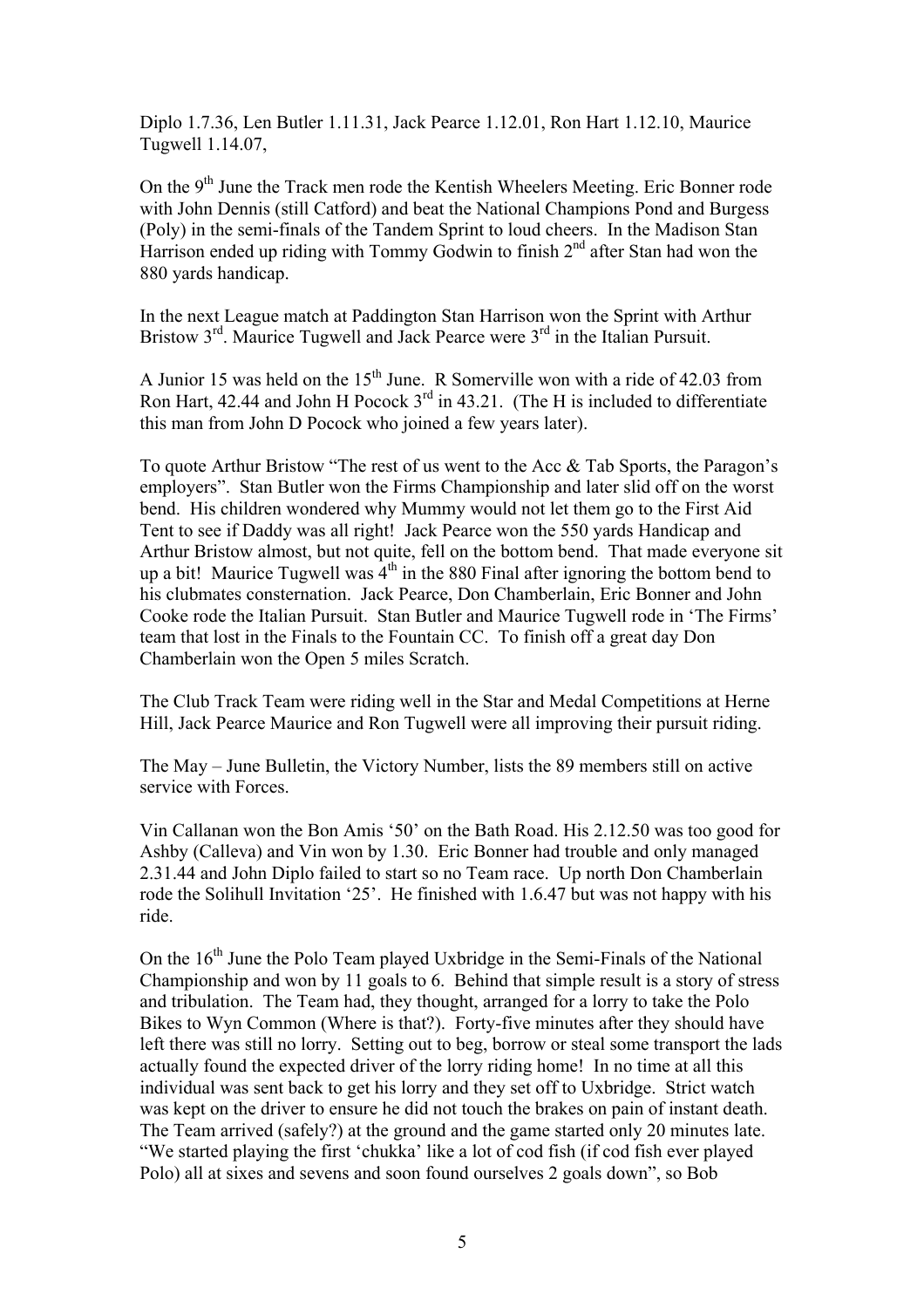Diplo 1.7.36, Len Butler 1.11.31, Jack Pearce 1.12.01, Ron Hart 1.12.10, Maurice Tugwell 1.14.07,

On the 9th June the Track men rode the Kentish Wheelers Meeting. Eric Bonner rode with John Dennis (still Catford) and beat the National Champions Pond and Burgess (Poly) in the semi-finals of the Tandem Sprint to loud cheers. In the Madison Stan Harrison ended up riding with Tommy Godwin to finish 2nd after Stan had won the 880 yards handicap.

In the next League match at Paddington Stan Harrison won the Sprint with Arthur Bristow 3rd. Maurice Tugwell and Jack Pearce were 3rd in the Italian Pursuit.

A Junior 15 was held on the 15th June. R Somerville won with a ride of 42.03 from Ron Hart, 42.44 and John H Pocock 3rd in 43.21. (The H is included to differentiate this man from John D Pocock who joined a few years later).

To quote Arthur Bristow "The rest of us went to the Acc & Tab Sports, the Paragon's employers". Stan Butler won the Firms Championship and later slid off on the worst bend. His children wondered why Mummy would not let them go to the First Aid Tent to see if Daddy was all right! Jack Pearce won the 550 yards Handicap and Arthur Bristow almost, but not quite, fell on the bottom bend. That made everyone sit up a bit! Maurice Tugwell was 4th in the 880 Final after ignoring the bottom bend to his clubmates consternation. Jack Pearce, Don Chamberlain, Eric Bonner and John Cooke rode the Italian Pursuit. Stan Butler and Maurice Tugwell rode in 'The Firms' team that lost in the Finals to the Fountain CC. To finish off a great day Don Chamberlain won the Open 5 miles Scratch.

The Club Track Team were riding well in the Star and Medal Competitions at Herne Hill, Jack Pearce Maurice and Ron Tugwell were all improving their pursuit riding.

The May – June Bulletin, the Victory Number, lists the 89 members still on active service with Forces.

Vin Callanan won the Bon Amis '50' on the Bath Road. His 2.12.50 was too good for Ashby (Calleva) and Vin won by 1.30. Eric Bonner had trouble and only managed 2.31.44 and John Diplo failed to start so no Team race. Up north Don Chamberlain rode the Solihull Invitation '25'. He finished with 1.6.47 but was not happy with his ride.

On the 16th June the Polo Team played Uxbridge in the Semi-Finals of the National Championship and won by 11 goals to 6. Behind that simple result is a story of stress and tribulation. The Team had, they thought, arranged for a lorry to take the Polo Bikes to Wyn Common (Where is that?). Forty-five minutes after they should have left there was still no lorry. Setting out to beg, borrow or steal some transport the lads actually found the expected driver of the lorry riding home! In no time at all this individual was sent back to get his lorry and they set off to Uxbridge. Strict watch was kept on the driver to ensure he did not touch the brakes on pain of instant death. The Team arrived (safely?) at the ground and the game started only 20 minutes late. "We started playing the first 'chukka' like a lot of cod fish (if cod fish ever played Polo) all at sixes and sevens and soon found ourselves 2 goals down", so Bob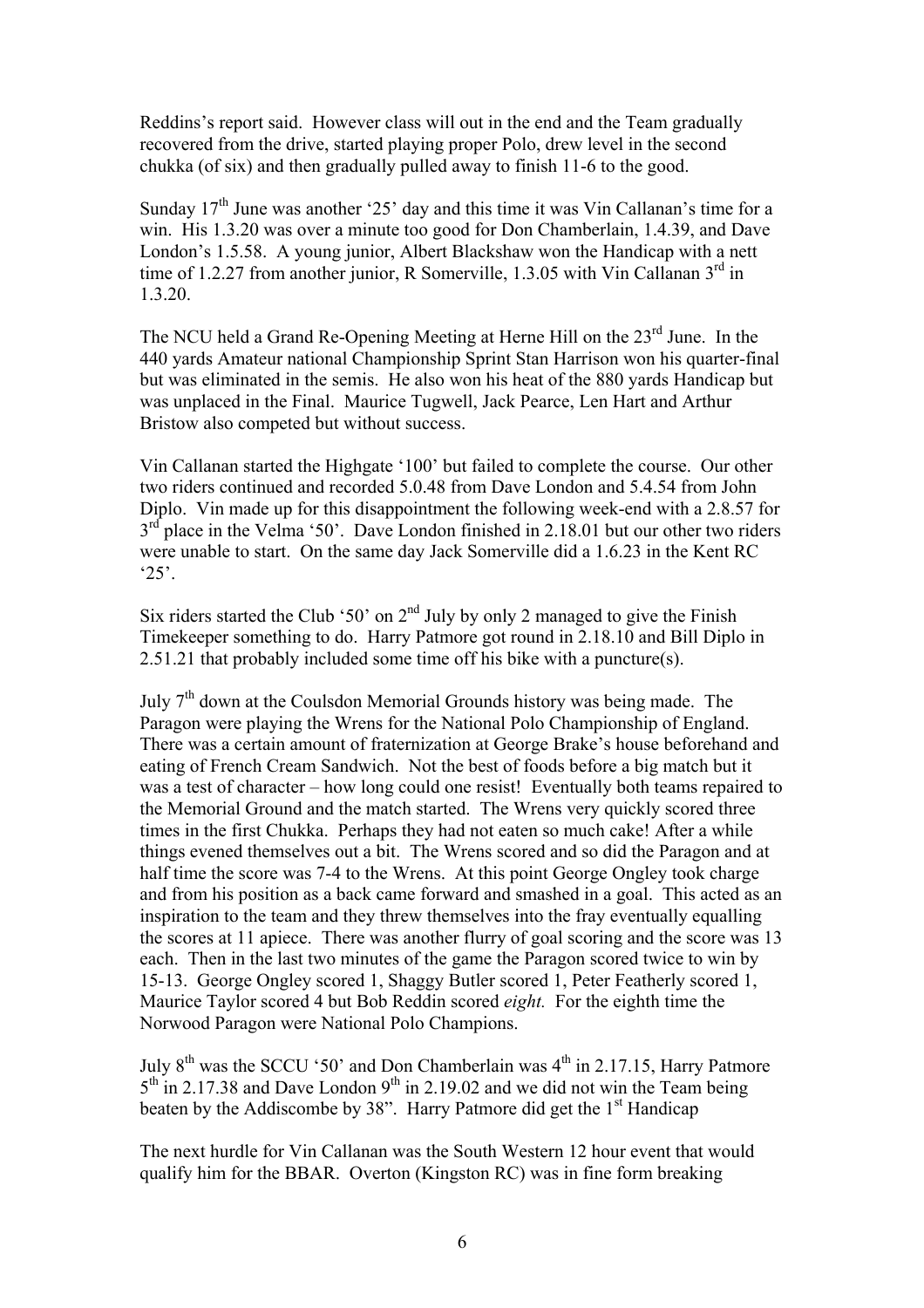Reddins's report said. However class will out in the end and the Team gradually recovered from the drive, started playing proper Polo, drew level in the second chukka (of six) and then gradually pulled away to finish 11-6 to the good.

Sunday 17th June was another '25' day and this time it was Vin Callanan's time for a win. His 1.3.20 was over a minute too good for Don Chamberlain, 1.4.39, and Dave London's 1.5.58. A young junior, Albert Blackshaw won the Handicap with a nett time of 1.2.27 from another junior, R Somerville, 1.3.05 with Vin Callanan 3rd in 1.3.20.

The NCU held a Grand Re-Opening Meeting at Herne Hill on the 23rd June. In the 440 yards Amateur national Championship Sprint Stan Harrison won his quarter-final but was eliminated in the semis. He also won his heat of the 880 yards Handicap but was unplaced in the Final. Maurice Tugwell, Jack Pearce, Len Hart and Arthur Bristow also competed but without success.

Vin Callanan started the Highgate '100' but failed to complete the course. Our other two riders continued and recorded 5.0.48 from Dave London and 5.4.54 from John Diplo. Vin made up for this disappointment the following week-end with a 2.8.57 for 3rd place in the Velma '50'. Dave London finished in 2.18.01 but our other two riders were unable to start. On the same day Jack Somerville did a 1.6.23 in the Kent RC '25'.

Six riders started the Club '50' on 2nd July by only 2 managed to give the Finish Timekeeper something to do. Harry Patmore got round in 2.18.10 and Bill Diplo in 2.51.21 that probably included some time off his bike with a puncture(s).

July 7th down at the Coulsdon Memorial Grounds history was being made. The Paragon were playing the Wrens for the National Polo Championship of England. There was a certain amount of fraternization at George Brake's house beforehand and eating of French Cream Sandwich. Not the best of foods before a big match but it was a test of character – how long could one resist! Eventually both teams repaired to the Memorial Ground and the match started. The Wrens very quickly scored three times in the first Chukka. Perhaps they had not eaten so much cake! After a while things evened themselves out a bit. The Wrens scored and so did the Paragon and at half time the score was 7-4 to the Wrens. At this point George Ongley took charge and from his position as a back came forward and smashed in a goal. This acted as an inspiration to the team and they threw themselves into the fray eventually equalling the scores at 11 apiece. There was another flurry of goal scoring and the score was 13 each. Then in the last two minutes of the game the Paragon scored twice to win by 15-13. George Ongley scored 1, Shaggy Butler scored 1, Peter Featherly scored 1, Maurice Taylor scored 4 but Bob Reddin scored *eight.* For the eighth time the Norwood Paragon were National Polo Champions.

July 8th was the SCCU '50' and Don Chamberlain was 4th in 2.17.15, Harry Patmore 5th in 2.17.38 and Dave London 9th in 2.19.02 and we did not win the Team being beaten by the Addiscombe by 38". Harry Patmore did get the 1st Handicap

The next hurdle for Vin Callanan was the South Western 12 hour event that would qualify him for the BBAR. Overton (Kingston RC) was in fine form breaking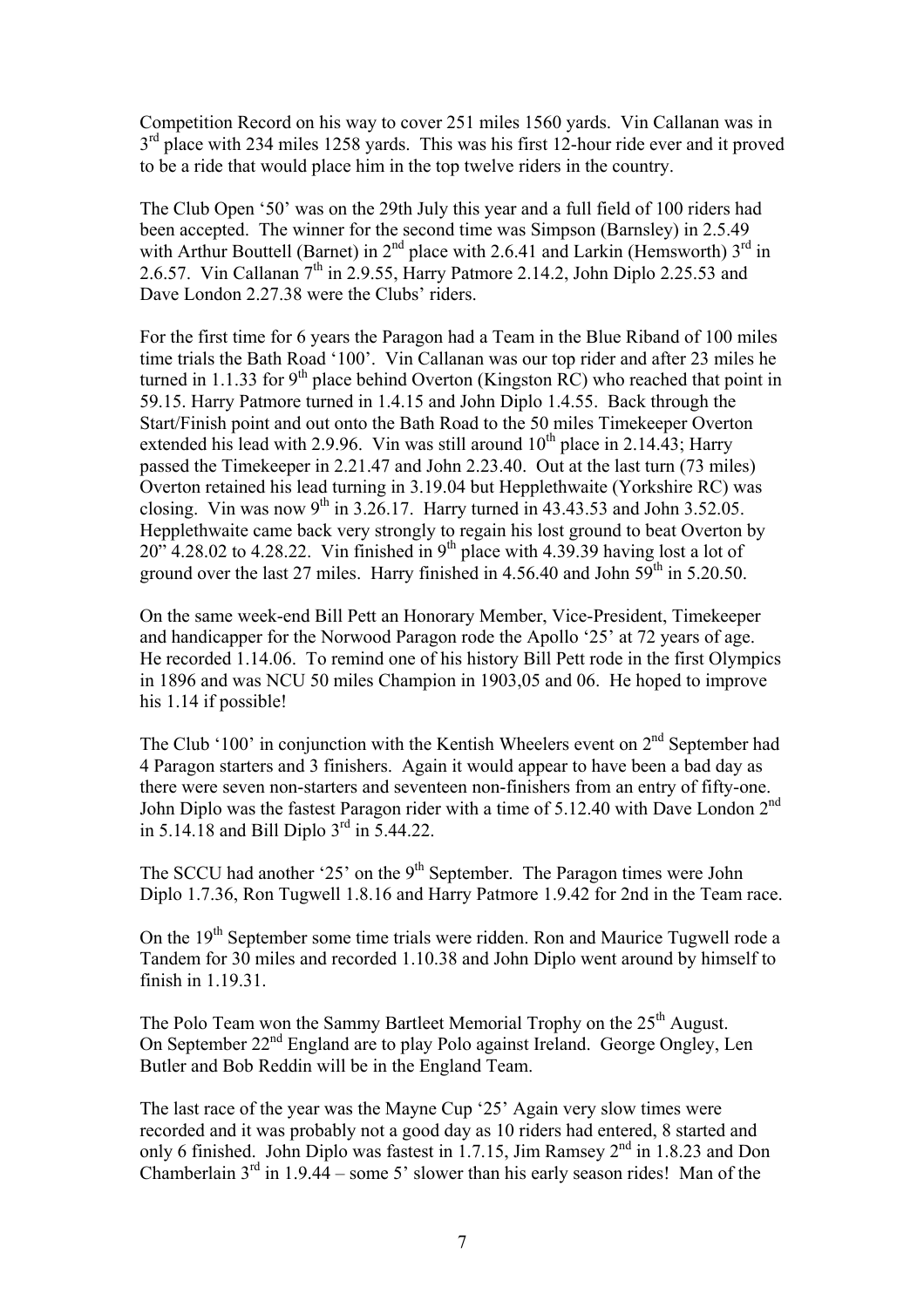Competition Record on his way to cover 251 miles 1560 yards. Vin Callanan was in 3rd place with 234 miles 1258 yards. This was his first 12-hour ride ever and it proved to be a ride that would place him in the top twelve riders in the country.

The Club Open '50' was on the 29th July this year and a full field of 100 riders had been accepted. The winner for the second time was Simpson (Barnsley) in 2.5.49 with Arthur Bouttell (Barnet) in 2nd place with 2.6.41 and Larkin (Hemsworth) 3rd in 2.6.57. Vin Callanan 7th in 2.9.55, Harry Patmore 2.14.2, John Diplo 2.25.53 and Dave London 2.27.38 were the Clubs' riders.

For the first time for 6 years the Paragon had a Team in the Blue Riband of 100 miles time trials the Bath Road '100'. Vin Callanan was our top rider and after 23 miles he turned in 1.1.33 for 9th place behind Overton (Kingston RC) who reached that point in 59.15. Harry Patmore turned in 1.4.15 and John Diplo 1.4.55. Back through the Start/Finish point and out onto the Bath Road to the 50 miles Timekeeper Overton extended his lead with 2.9.96. Vin was still around 10th place in 2.14.43; Harry passed the Timekeeper in 2.21.47 and John 2.23.40. Out at the last turn (73 miles) Overton retained his lead turning in 3.19.04 but Hepplethwaite (Yorkshire RC) was closing. Vin was now 9th in 3.26.17. Harry turned in 43.43.53 and John 3.52.05. Hepplethwaite came back very strongly to regain his lost ground to beat Overton by 20" 4.28.02 to 4.28.22. Vin finished in 9th place with 4.39.39 having lost a lot of ground over the last 27 miles. Harry finished in 4.56.40 and John 59th in 5.20.50.

On the same week-end Bill Pett an Honorary Member, Vice-President, Timekeeper and handicapper for the Norwood Paragon rode the Apollo '25' at 72 years of age. He recorded 1.14.06. To remind one of his history Bill Pett rode in the first Olympics in 1896 and was NCU 50 miles Champion in 1903,05 and 06. He hoped to improve his 1.14 if possible!

The Club '100' in conjunction with the Kentish Wheelers event on 2nd September had 4 Paragon starters and 3 finishers. Again it would appear to have been a bad day as there were seven non-starters and seventeen non-finishers from an entry of fifty-one. John Diplo was the fastest Paragon rider with a time of 5.12.40 with Dave London 2nd in 5.14.18 and Bill Diplo 3rd in 5.44.22.

The SCCU had another '25' on the 9th September. The Paragon times were John Diplo 1.7.36, Ron Tugwell 1.8.16 and Harry Patmore 1.9.42 for 2nd in the Team race.

On the 19th September some time trials were ridden. Ron and Maurice Tugwell rode a Tandem for 30 miles and recorded 1.10.38 and John Diplo went around by himself to finish in 1.19.31.

The Polo Team won the Sammy Bartleet Memorial Trophy on the 25th August. On September 22nd England are to play Polo against Ireland. George Ongley, Len Butler and Bob Reddin will be in the England Team.

The last race of the year was the Mayne Cup '25' Again very slow times were recorded and it was probably not a good day as 10 riders had entered, 8 started and only 6 finished. John Diplo was fastest in 1.7.15, Jim Ramsey 2nd in 1.8.23 and Don Chamberlain 3rd in 1.9.44 – some 5' slower than his early season rides! Man of the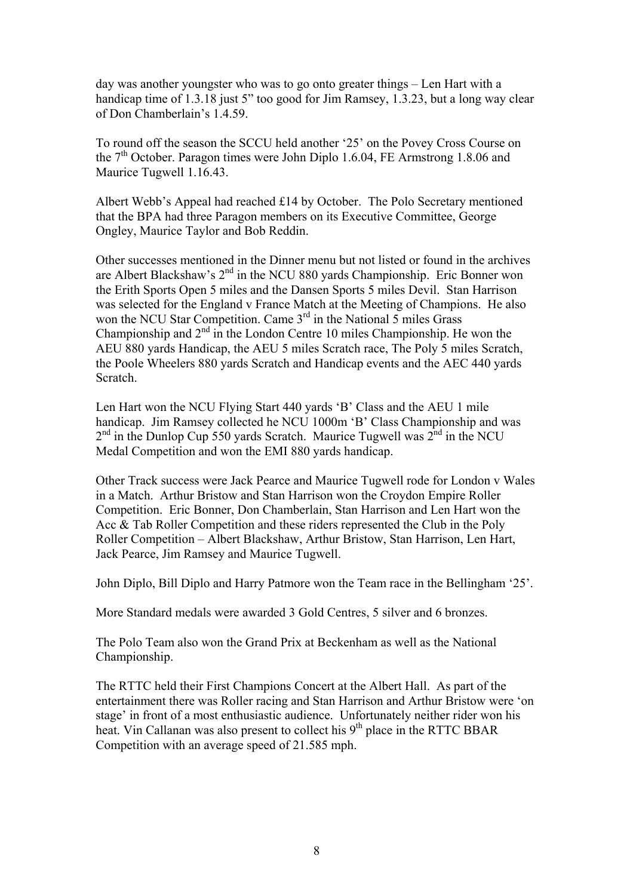day was another youngster who was to go onto greater things – Len Hart with a handicap time of 1.3.18 just 5" too good for Jim Ramsey, 1.3.23, but a long way clear of Don Chamberlain's 1.4.59.

To round off the season the SCCU held another '25' on the Povey Cross Course on the 7th October. Paragon times were John Diplo 1.6.04, FE Armstrong 1.8.06 and Maurice Tugwell 1.16.43.

Albert Webb's Appeal had reached £14 by October. The Polo Secretary mentioned that the BPA had three Paragon members on its Executive Committee, George Ongley, Maurice Taylor and Bob Reddin.

Other successes mentioned in the Dinner menu but not listed or found in the archives are Albert Blackshaw's 2nd in the NCU 880 yards Championship. Eric Bonner won the Erith Sports Open 5 miles and the Dansen Sports 5 miles Devil. Stan Harrison was selected for the England v France Match at the Meeting of Champions. He also won the NCU Star Competition. Came 3rd in the National 5 miles Grass Championship and 2nd in the London Centre 10 miles Championship. He won the AEU 880 yards Handicap, the AEU 5 miles Scratch race, The Poly 5 miles Scratch, the Poole Wheelers 880 yards Scratch and Handicap events and the AEC 440 yards Scratch.

Len Hart won the NCU Flying Start 440 yards 'B' Class and the AEU 1 mile handicap. Jim Ramsey collected he NCU 1000m 'B' Class Championship and was 2nd in the Dunlop Cup 550 yards Scratch. Maurice Tugwell was 2nd in the NCU Medal Competition and won the EMI 880 yards handicap.

Other Track success were Jack Pearce and Maurice Tugwell rode for London v Wales in a Match. Arthur Bristow and Stan Harrison won the Croydon Empire Roller Competition. Eric Bonner, Don Chamberlain, Stan Harrison and Len Hart won the Acc & Tab Roller Competition and these riders represented the Club in the Poly Roller Competition – Albert Blackshaw, Arthur Bristow, Stan Harrison, Len Hart, Jack Pearce, Jim Ramsey and Maurice Tugwell.

John Diplo, Bill Diplo and Harry Patmore won the Team race in the Bellingham '25'.

More Standard medals were awarded 3 Gold Centres, 5 silver and 6 bronzes.

The Polo Team also won the Grand Prix at Beckenham as well as the National Championship.

The RTTC held their First Champions Concert at the Albert Hall. As part of the entertainment there was Roller racing and Stan Harrison and Arthur Bristow were 'on stage' in front of a most enthusiastic audience. Unfortunately neither rider won his heat. Vin Callanan was also present to collect his 9th place in the RTTC BBAR Competition with an average speed of 21.585 mph.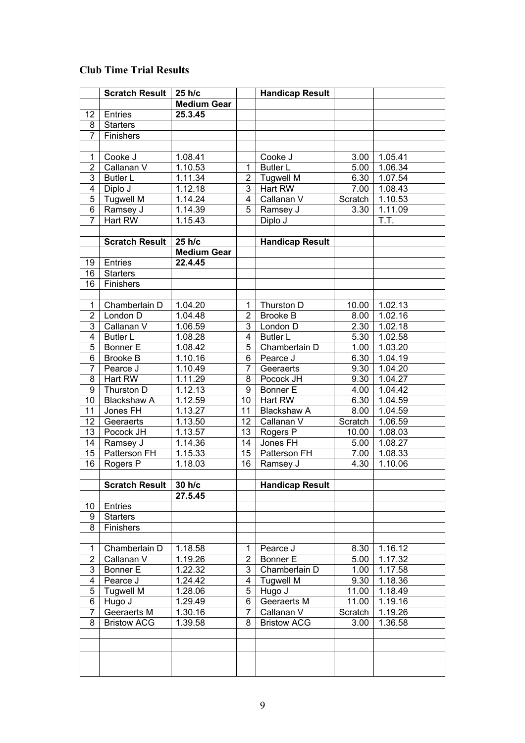### Club Time Trial Results

| | Scratch Result | 25 h/c | | Handicap Result | | |
|---|---|---|---|---|---|---|
| | | Medium Gear | | | | |
| 12 | Entries | 25.3.45 | | | | |
| 8 | Starters | | | | | |
| 7 | Finishers | | | | | |
| | | | | | | |
| 1 | Cooke J | 1.08.41 | | Cooke J | 3.00 | 1.05.41 |
| 2 | Callanan V | 1.10.53 | 1 | Butler L | 5.00 | 1.06.34 |
| 3 | Butler L | 1.11.34 | 2 | Tugwell M | 6.30 | 1.07.54 |
| 4 | Diplo J | 1.12.18 | 3 | Hart RW | 7.00 | 1.08.43 |
| 5 | Tugwell M | 1.14.24 | 4 | Callanan V | Scratch | 1.10.53 |
| 6 | Ramsey J | 1.14.39 | 5 | Ramsey J | 3.30 | 1.11.09 |
| 7 | Hart RW | 1.15.43 | | Diplo J | | T.T. |
| | | | | | | |
| | Scratch Result | 25 h/c | | Handicap Result | | |
| | | Medium Gear | | | | |
| 19 | Entries | 22.4.45 | | | | |
| 16 | Starters | | | | | |
| 16 | Finishers | | | | | |
| | | | | | | |
| 1 | Chamberlain D | 1.04.20 | 1 | Thurston D | 10.00 | 1.02.13 |
| 2 | London D | 1.04.48 | 2 | Brooke B | 8.00 | 1.02.16 |
| 3 | Callanan V | 1.06.59 | 3 | London D | 2.30 | 1.02.18 |
| 4 | Butler L | 1.08.28 | 4 | Butler L | 5.30 | 1.02.58 |
| 5 | Bonner E | 1.08.42 | 5 | Chamberlain D | 1.00 | 1.03.20 |
| 6 | Brooke B | 1.10.16 | 6 | Pearce J | 6.30 | 1.04.19 |
| 7 | Pearce J | 1.10.49 | 7 | Geeraerts | 9.30 | 1.04.20 |
| 8 | Hart RW | 1.11.29 | 8 | Pocock JH | 9.30 | 1.04.27 |
| 9 | Thurston D | 1.12.13 | 9 | Bonner E | 4.00 | 1.04.42 |
| 10 | Blackshaw A | 1.12.59 | 10 | Hart RW | 6.30 | 1.04.59 |
| 11 | Jones FH | 1.13.27 | 11 | Blackshaw A | 8.00 | 1.04.59 |
| 12 | Geeraerts | 1.13.50 | 12 | Callanan V | Scratch | 1.06.59 |
| 13 | Pocock JH | 1.13.57 | 13 | Rogers P | 10.00 | 1.08.03 |
| 14 | Ramsey J | 1.14.36 | 14 | Jones FH | 5.00 | 1.08.27 |
| 15 | Patterson FH | 1.15.33 | 15 | Patterson FH | 7.00 | 1.08.33 |
| 16 | Rogers P | 1.18.03 | 16 | Ramsey J | 4.30 | 1.10.06 |
| | | | | | | |
| | Scratch Result | 30 h/c | | Handicap Result | | |
| | | 27.5.45 | | | | |
| 10 | Entries | | | | | |
| 9 | Starters | | | | | |
| 8 | Finishers | | | | | |
| | | | | | | |
| 1 | Chamberlain D | 1.18.58 | 1 | Pearce J | 8.30 | 1.16.12 |
| 2 | Callanan V | 1.19.26 | 2 | Bonner E | 5.00 | 1.17.32 |
| 3 | Bonner E | 1.22.32 | 3 | Chamberlain D | 1.00 | 1.17.58 |
| 4 | Pearce J | 1.24.42 | 4 | Tugwell M | 9.30 | 1.18.36 |
| 5 | Tugwell M | 1.28.06 | 5 | Hugo J | 11.00 | 1.18.49 |
| 6 | Hugo J | 1.29.49 | 6 | Geeraerts M | 11.00 | 1.19.16 |
| 7 | Geeraerts M | 1.30.16 | 7 | Callanan V | Scratch | 1.19.26 |
| 8 | Bristow ACG | 1.39.58 | 8 | Bristow ACG | 3.00 | 1.36.58 |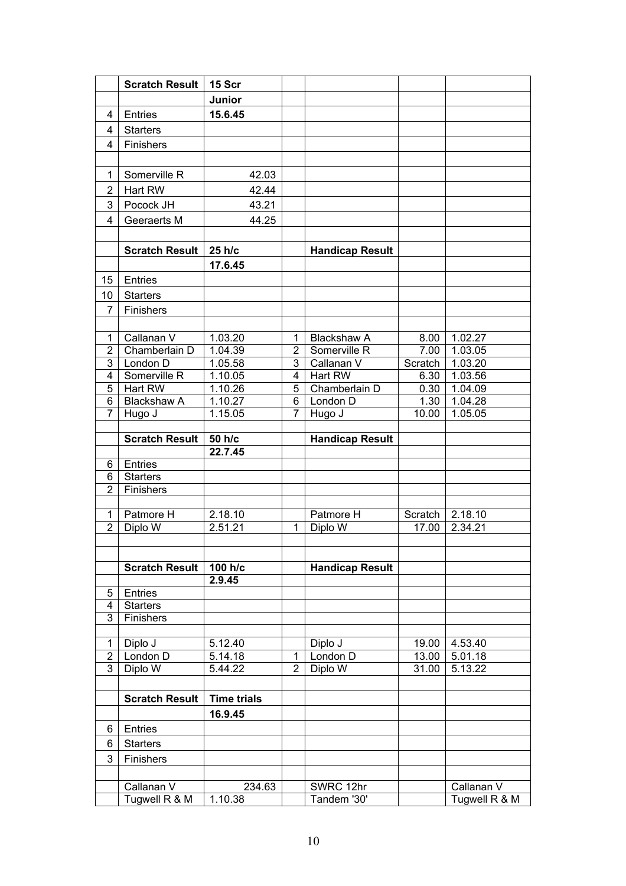| | Scratch Result | 15 Scr | | | | |
|---|---|---|---|---|---|---|
| | | **Junior** | | | | |
| 4 | Entries | **15.6.45** | | | | |
| 4 | Starters | | | | | |
| 4 | Finishers | | | | | |
| | | | | | | |
| 1 | Somerville R | 42.03 | | | | |
| 2 | Hart RW | 42.44 | | | | |
| 3 | Pocock JH | 43.21 | | | | |
| 4 | Geeraerts M | 44.25 | | | | |
| | | | | | | |
| | **Scratch Result** | **25 h/c** | | **Handicap Result** | | |
| | | **17.6.45** | | | | |
| 15 | Entries | | | | | |
| 10 | Starters | | | | | |
| 7 | Finishers | | | | | |
| | | | | | | |
| 1 | Callanan V | 1.03.20 | 1 | Blackshaw A | 8.00 | 1.02.27 |
| 2 | Chamberlain D | 1.04.39 | 2 | Somerville R | 7.00 | 1.03.05 |
| 3 | London D | 1.05.58 | 3 | Callanan V | Scratch | 1.03.20 |
| 4 | Somerville R | 1.10.05 | 4 | Hart RW | 6.30 | 1.03.56 |
| 5 | Hart RW | 1.10.26 | 5 | Chamberlain D | 0.30 | 1.04.09 |
| 6 | Blackshaw A | 1.10.27 | 6 | London D | 1.30 | 1.04.28 |
| 7 | Hugo J | 1.15.05 | 7 | Hugo J | 10.00 | 1.05.05 |
| | | | | | | |
| | **Scratch Result** | **50 h/c** | | **Handicap Result** | | |
| | | **22.7.45** | | | | |
| 6 | Entries | | | | | |
| 6 | Starters | | | | | |
| 2 | Finishers | | | | | |
| | | | | | | |
| 1 | Patmore H | 2.18.10 | | Patmore H | Scratch | 2.18.10 |
| 2 | Diplo W | 2.51.21 | 1 | Diplo W | 17.00 | 2.34.21 |
| | | | | | | |
| | | | | | | |
| | **Scratch Result** | **100 h/c** | | **Handicap Result** | | |
| | | **2.9.45** | | | | |
| 5 | Entries | | | | | |
| 4 | Starters | | | | | |
| 3 | Finishers | | | | | |
| | | | | | | |
| 1 | Diplo J | 5.12.40 | | Diplo J | 19.00 | 4.53.40 |
| 2 | London D | 5.14.18 | 1 | London D | 13.00 | 5.01.18 |
| 3 | Diplo W | 5.44.22 | 2 | Diplo W | 31.00 | 5.13.22 |
| | | | | | | |
| | **Scratch Result** | **Time trials** | | | | |
| | | **16.9.45** | | | | |
| 6 | Entries | | | | | |
| 6 | Starters | | | | | |
| 3 | Finishers | | | | | |
| | | | | | | |
| | Callanan V | 234.63 | | SWRC 12hr | | Callanan V |
| | Tugwell R & M | 1.10.38 | | Tandem '30' | | Tugwell R & M |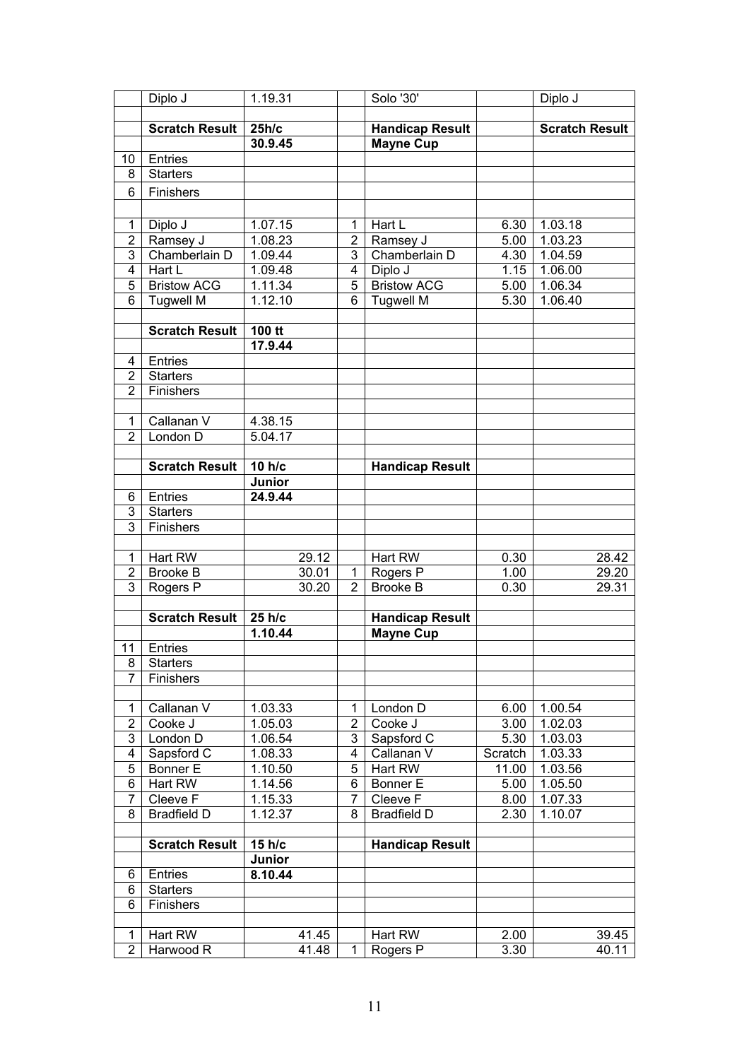| | | | | | | |
|---|---|---|---|---|---|---|
| | Diplo J | 1.19.31 | | Solo '30' | | Diplo J |
| | | | | | | |
| | **Scratch Result** | **25h/c** | | **Handicap Result** | | **Scratch Result** |
| | | **30.9.45** | | **Mayne Cup** | | |
| 10 | Entries | | | | | |
| 8 | Starters | | | | | |
| 6 | Finishers | | | | | |
| | | | | | | |
| 1 | Diplo J | 1.07.15 | 1 | Hart L | 6.30 | 1.03.18 |
| 2 | Ramsey J | 1.08.23 | 2 | Ramsey J | 5.00 | 1.03.23 |
| 3 | Chamberlain D | 1.09.44 | 3 | Chamberlain D | 4.30 | 1.04.59 |
| 4 | Hart L | 1.09.48 | 4 | Diplo J | 1.15 | 1.06.00 |
| 5 | Bristow ACG | 1.11.34 | 5 | Bristow ACG | 5.00 | 1.06.34 |
| 6 | Tugwell M | 1.12.10 | 6 | Tugwell M | 5.30 | 1.06.40 |
| | | | | | | |
| | **Scratch Result** | **100 tt** | | | | |
| | | **17.9.44** | | | | |
| 4 | Entries | | | | | |
| 2 | Starters | | | | | |
| 2 | Finishers | | | | | |
| | | | | | | |
| 1 | Callanan V | 4.38.15 | | | | |
| 2 | London D | 5.04.17 | | | | |
| | | | | | | |
| | **Scratch Result** | **10 h/c** | | **Handicap Result** | | |
| | | **Junior** | | | | |
| 6 | Entries | **24.9.44** | | | | |
| 3 | Starters | | | | | |
| 3 | Finishers | | | | | |
| | | | | | | |
| 1 | Hart RW | 29.12 | | Hart RW | 0.30 | 28.42 |
| 2 | Brooke B | 30.01 | 1 | Rogers P | 1.00 | 29.20 |
| 3 | Rogers P | 30.20 | 2 | Brooke B | 0.30 | 29.31 |
| | | | | | | |
| | **Scratch Result** | **25 h/c** | | **Handicap Result** | | |
| | | **1.10.44** | | **Mayne Cup** | | |
| 11 | Entries | | | | | |
| 8 | Starters | | | | | |
| 7 | Finishers | | | | | |
| | | | | | | |
| 1 | Callanan V | 1.03.33 | 1 | London D | 6.00 | 1.00.54 |
| 2 | Cooke J | 1.05.03 | 2 | Cooke J | 3.00 | 1.02.03 |
| 3 | London D | 1.06.54 | 3 | Sapsford C | 5.30 | 1.03.03 |
| 4 | Sapsford C | 1.08.33 | 4 | Callanan V | Scratch | 1.03.33 |
| 5 | Bonner E | 1.10.50 | 5 | Hart RW | 11.00 | 1.03.56 |
| 6 | Hart RW | 1.14.56 | 6 | Bonner E | 5.00 | 1.05.50 |
| 7 | Cleeve F | 1.15.33 | 7 | Cleeve F | 8.00 | 1.07.33 |
| 8 | Bradfield D | 1.12.37 | 8 | Bradfield D | 2.30 | 1.10.07 |
| | | | | | | |
| | **Scratch Result** | **15 h/c** | | **Handicap Result** | | |
| | | **Junior** | | | | |
| 6 | Entries | **8.10.44** | | | | |
| 6 | Starters | | | | | |
| 6 | Finishers | | | | | |
| | | | | | | |
| 1 | Hart RW | 41.45 | | Hart RW | 2.00 | 39.45 |
| 2 | Harwood R | 41.48 | 1 | Rogers P | 3.30 | 40.11 |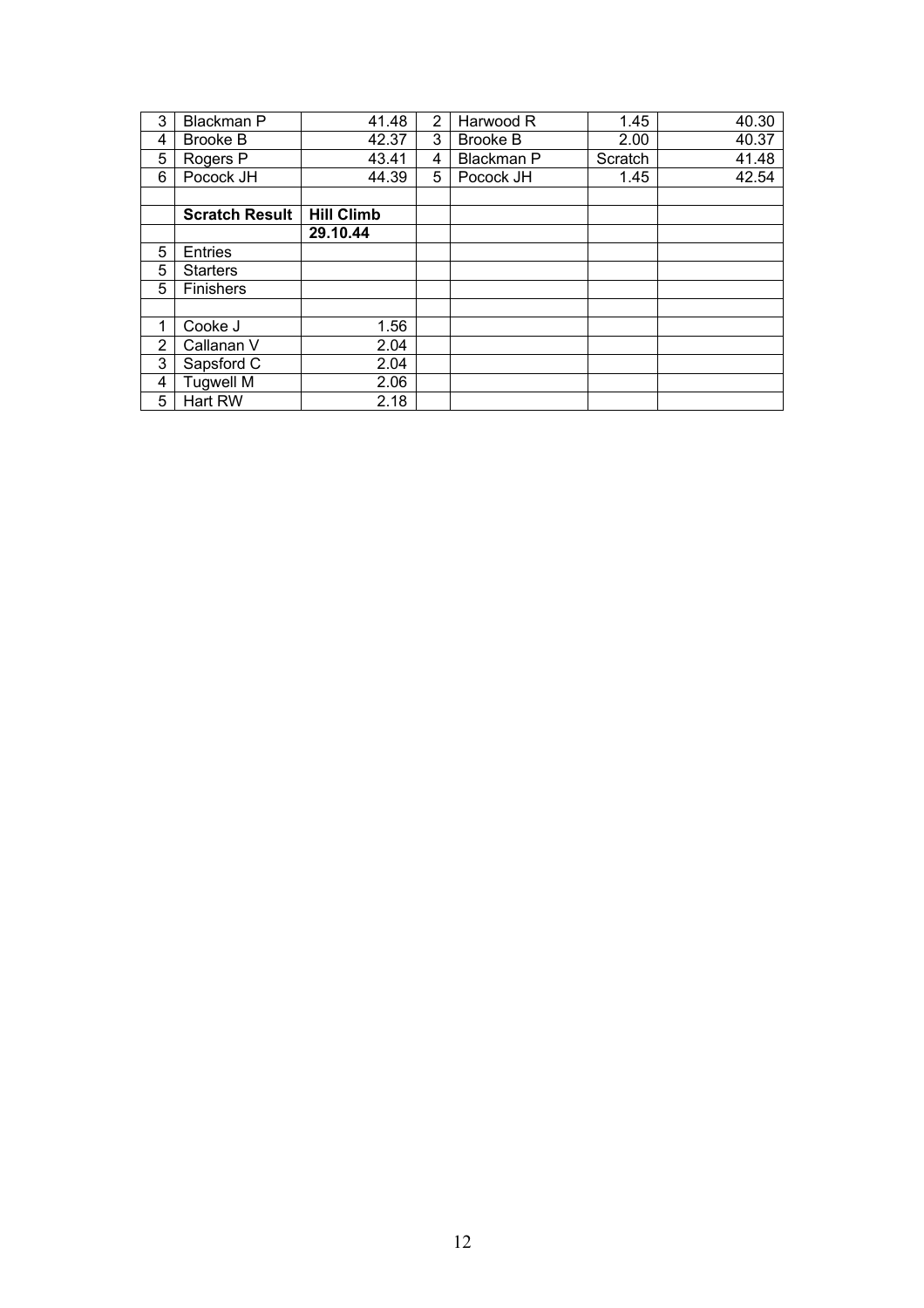| | | | | | | |
|---|---|---|---|---|---|---|
| 3 | Blackman P | 41.48 | 2 | Harwood R | 1.45 | 40.30 |
| 4 | Brooke B | 42.37 | 3 | Brooke B | 2.00 | 40.37 |
| 5 | Rogers P | 43.41 | 4 | Blackman P | Scratch | 41.48 |
| 6 | Pocock JH | 44.39 | 5 | Pocock JH | 1.45 | 42.54 |
| | | | | | | |
| | **Scratch Result** | **Hill Climb** | | | | |
| | | **29.10.44** | | | | |
| 5 | Entries | | | | | |
| 5 | Starters | | | | | |
| 5 | Finishers | | | | | |
| | | | | | | |
| 1 | Cooke J | 1.56 | | | | |
| 2 | Callanan V | 2.04 | | | | |
| 3 | Sapsford C | 2.04 | | | | |
| 4 | Tugwell M | 2.06 | | | | |
| 5 | Hart RW | 2.18 | | | | |